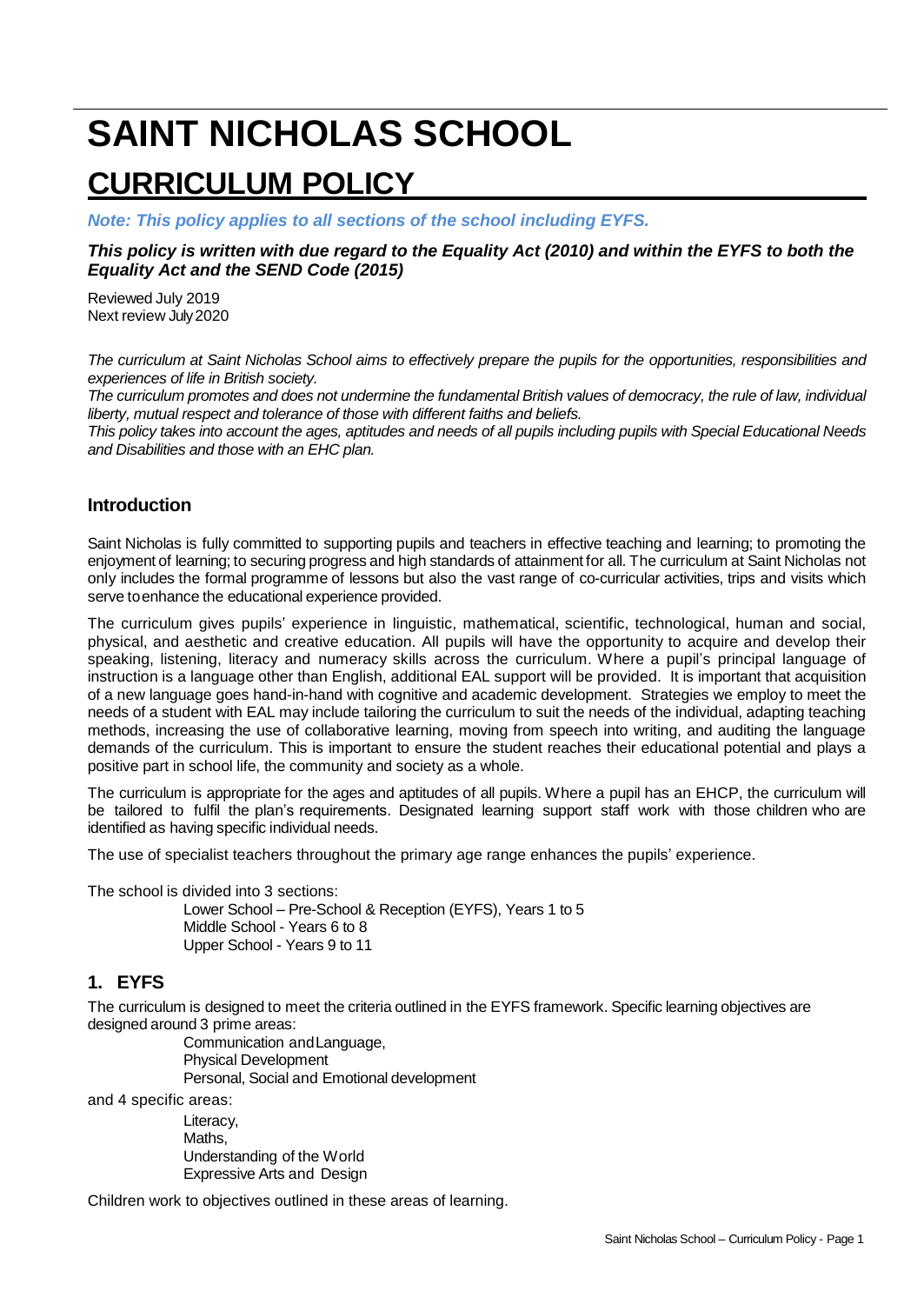# SAINT NICHOLAS SCHOOL

# CURRICULUM POLICY

*Note: This policy applies to all sections of the school including EYFS.*

***This policy is written with due regard to the Equality Act (2010) and within the EYFS to both the Equality Act and the SEND Code (2015)***

Reviewed July 2019
Next review July 2020

*The curriculum at Saint Nicholas School aims to effectively prepare the pupils for the opportunities, responsibilities and experiences of life in British society.*

*The curriculum promotes and does not undermine the fundamental British values of democracy, the rule of law, individual liberty, mutual respect and tolerance of those with different faiths and beliefs.*

*This policy takes into account the ages, aptitudes and needs of all pupils including pupils with Special Educational Needs and Disabilities and those with an EHC plan.*

## Introduction

Saint Nicholas is fully committed to supporting pupils and teachers in effective teaching and learning; to promoting the enjoyment of learning; to securing progress and high standards of attainment for all. The curriculum at Saint Nicholas not only includes the formal programme of lessons but also the vast range of co-curricular activities, trips and visits which serve to enhance the educational experience provided.

The curriculum gives pupils' experience in linguistic, mathematical, scientific, technological, human and social, physical, and aesthetic and creative education. All pupils will have the opportunity to acquire and develop their speaking, listening, literacy and numeracy skills across the curriculum. Where a pupil's principal language of instruction is a language other than English, additional EAL support will be provided. It is important that acquisition of a new language goes hand-in-hand with cognitive and academic development. Strategies we employ to meet the needs of a student with EAL may include tailoring the curriculum to suit the needs of the individual, adapting teaching methods, increasing the use of collaborative learning, moving from speech into writing, and auditing the language demands of the curriculum. This is important to ensure the student reaches their educational potential and plays a positive part in school life, the community and society as a whole.

The curriculum is appropriate for the ages and aptitudes of all pupils. Where a pupil has an EHCP, the curriculum will be tailored to fulfil the plan's requirements. Designated learning support staff work with those children who are identified as having specific individual needs.

The use of specialist teachers throughout the primary age range enhances the pupils' experience.

The school is divided into 3 sections:

- Lower School – Pre-School & Reception (EYFS), Years 1 to 5
- Middle School - Years 6 to 8
- Upper School - Years 9 to 11

## 1. EYFS

The curriculum is designed to meet the criteria outlined in the EYFS framework. Specific learning objectives are designed around 3 prime areas:

- Communication and Language,
- Physical Development
- Personal, Social and Emotional development

and 4 specific areas:

- Literacy,
- Maths,
- Understanding of the World
- Expressive Arts and Design

Children work to objectives outlined in these areas of learning.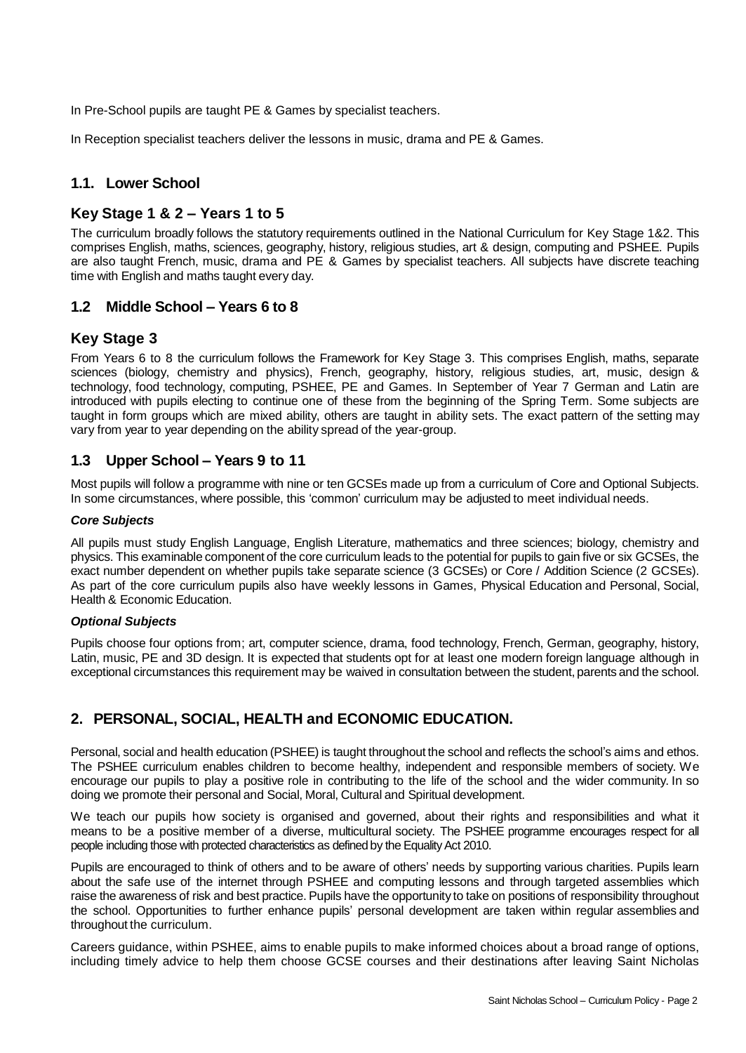In Pre-School pupils are taught PE & Games by specialist teachers.

In Reception specialist teachers deliver the lessons in music, drama and PE & Games.

## 1.1. Lower School

## Key Stage 1 & 2 – Years 1 to 5

The curriculum broadly follows the statutory requirements outlined in the National Curriculum for Key Stage 1&2. This comprises English, maths, sciences, geography, history, religious studies, art & design, computing and PSHEE. Pupils are also taught French, music, drama and PE & Games by specialist teachers. All subjects have discrete teaching time with English and maths taught every day.

## 1.2 Middle School – Years 6 to 8

## Key Stage 3

From Years 6 to 8 the curriculum follows the Framework for Key Stage 3. This comprises English, maths, separate sciences (biology, chemistry and physics), French, geography, history, religious studies, art, music, design & technology, food technology, computing, PSHEE, PE and Games. In September of Year 7 German and Latin are introduced with pupils electing to continue one of these from the beginning of the Spring Term. Some subjects are taught in form groups which are mixed ability, others are taught in ability sets. The exact pattern of the setting may vary from year to year depending on the ability spread of the year-group.

## 1.3 Upper School – Years 9 to 11

Most pupils will follow a programme with nine or ten GCSEs made up from a curriculum of Core and Optional Subjects. In some circumstances, where possible, this 'common' curriculum may be adjusted to meet individual needs.

***Core Subjects***

All pupils must study English Language, English Literature, mathematics and three sciences; biology, chemistry and physics. This examinable component of the core curriculum leads to the potential for pupils to gain five or six GCSEs, the exact number dependent on whether pupils take separate science (3 GCSEs) or Core / Addition Science (2 GCSEs). As part of the core curriculum pupils also have weekly lessons in Games, Physical Education and Personal, Social, Health & Economic Education.

***Optional Subjects***

Pupils choose four options from; art, computer science, drama, food technology, French, German, geography, history, Latin, music, PE and 3D design. It is expected that students opt for at least one modern foreign language although in exceptional circumstances this requirement may be waived in consultation between the student, parents and the school.

# 2. PERSONAL, SOCIAL, HEALTH and ECONOMIC EDUCATION.

Personal, social and health education (PSHEE) is taught throughout the school and reflects the school's aims and ethos. The PSHEE curriculum enables children to become healthy, independent and responsible members of society. We encourage our pupils to play a positive role in contributing to the life of the school and the wider community. In so doing we promote their personal and Social, Moral, Cultural and Spiritual development.

We teach our pupils how society is organised and governed, about their rights and responsibilities and what it means to be a positive member of a diverse, multicultural society. The PSHEE programme encourages respect for all people including those with protected characteristics as defined by the Equality Act 2010.

Pupils are encouraged to think of others and to be aware of others' needs by supporting various charities. Pupils learn about the safe use of the internet through PSHEE and computing lessons and through targeted assemblies which raise the awareness of risk and best practice. Pupils have the opportunity to take on positions of responsibility throughout the school. Opportunities to further enhance pupils' personal development are taken within regular assemblies and throughout the curriculum.

Careers guidance, within PSHEE, aims to enable pupils to make informed choices about a broad range of options, including timely advice to help them choose GCSE courses and their destinations after leaving Saint Nicholas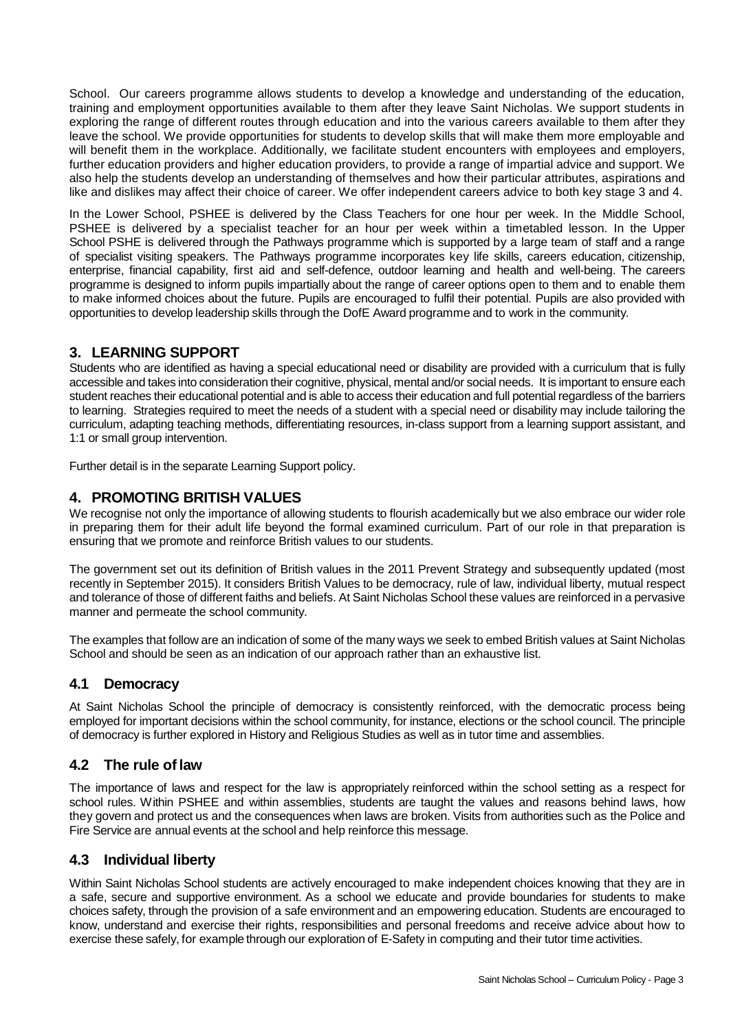School. Our careers programme allows students to develop a knowledge and understanding of the education, training and employment opportunities available to them after they leave Saint Nicholas. We support students in exploring the range of different routes through education and into the various careers available to them after they leave the school. We provide opportunities for students to develop skills that will make them more employable and will benefit them in the workplace. Additionally, we facilitate student encounters with employees and employers, further education providers and higher education providers, to provide a range of impartial advice and support. We also help the students develop an understanding of themselves and how their particular attributes, aspirations and like and dislikes may affect their choice of career. We offer independent careers advice to both key stage 3 and 4.

In the Lower School, PSHEE is delivered by the Class Teachers for one hour per week. In the Middle School, PSHEE is delivered by a specialist teacher for an hour per week within a timetabled lesson. In the Upper School PSHE is delivered through the Pathways programme which is supported by a large team of staff and a range of specialist visiting speakers. The Pathways programme incorporates key life skills, careers education, citizenship, enterprise, financial capability, first aid and self-defence, outdoor learning and health and well-being. The careers programme is designed to inform pupils impartially about the range of career options open to them and to enable them to make informed choices about the future. Pupils are encouraged to fulfil their potential. Pupils are also provided with opportunities to develop leadership skills through the DofE Award programme and to work in the community.

## 3. LEARNING SUPPORT

Students who are identified as having a special educational need or disability are provided with a curriculum that is fully accessible and takes into consideration their cognitive, physical, mental and/or social needs. It is important to ensure each student reaches their educational potential and is able to access their education and full potential regardless of the barriers to learning. Strategies required to meet the needs of a student with a special need or disability may include tailoring the curriculum, adapting teaching methods, differentiating resources, in-class support from a learning support assistant, and 1:1 or small group intervention.

Further detail is in the separate Learning Support policy.

## 4. PROMOTING BRITISH VALUES

We recognise not only the importance of allowing students to flourish academically but we also embrace our wider role in preparing them for their adult life beyond the formal examined curriculum. Part of our role in that preparation is ensuring that we promote and reinforce British values to our students.

The government set out its definition of British values in the 2011 Prevent Strategy and subsequently updated (most recently in September 2015). It considers British Values to be democracy, rule of law, individual liberty, mutual respect and tolerance of those of different faiths and beliefs. At Saint Nicholas School these values are reinforced in a pervasive manner and permeate the school community.

The examples that follow are an indication of some of the many ways we seek to embed British values at Saint Nicholas School and should be seen as an indication of our approach rather than an exhaustive list.

### 4.1 Democracy

At Saint Nicholas School the principle of democracy is consistently reinforced, with the democratic process being employed for important decisions within the school community, for instance, elections or the school council. The principle of democracy is further explored in History and Religious Studies as well as in tutor time and assemblies.

### 4.2 The rule of law

The importance of laws and respect for the law is appropriately reinforced within the school setting as a respect for school rules. Within PSHEE and within assemblies, students are taught the values and reasons behind laws, how they govern and protect us and the consequences when laws are broken. Visits from authorities such as the Police and Fire Service are annual events at the school and help reinforce this message.

### 4.3 Individual liberty

Within Saint Nicholas School students are actively encouraged to make independent choices knowing that they are in a safe, secure and supportive environment. As a school we educate and provide boundaries for students to make choices safety, through the provision of a safe environment and an empowering education. Students are encouraged to know, understand and exercise their rights, responsibilities and personal freedoms and receive advice about how to exercise these safely, for example through our exploration of E-Safety in computing and their tutor time activities.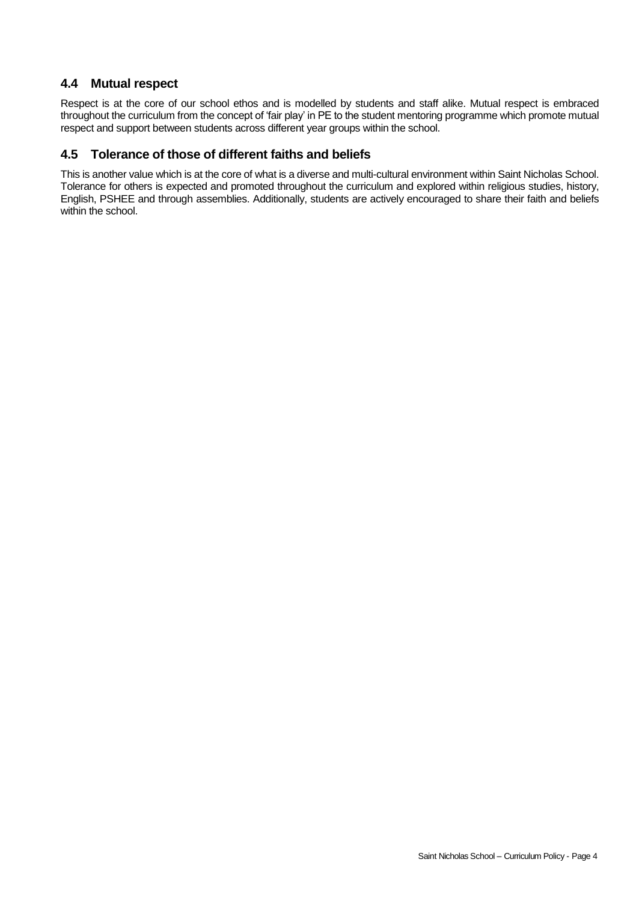## 4.4 Mutual respect

Respect is at the core of our school ethos and is modelled by students and staff alike. Mutual respect is embraced throughout the curriculum from the concept of 'fair play' in PE to the student mentoring programme which promote mutual respect and support between students across different year groups within the school.

## 4.5 Tolerance of those of different faiths and beliefs

This is another value which is at the core of what is a diverse and multi-cultural environment within Saint Nicholas School. Tolerance for others is expected and promoted throughout the curriculum and explored within religious studies, history, English, PSHEE and through assemblies. Additionally, students are actively encouraged to share their faith and beliefs within the school.